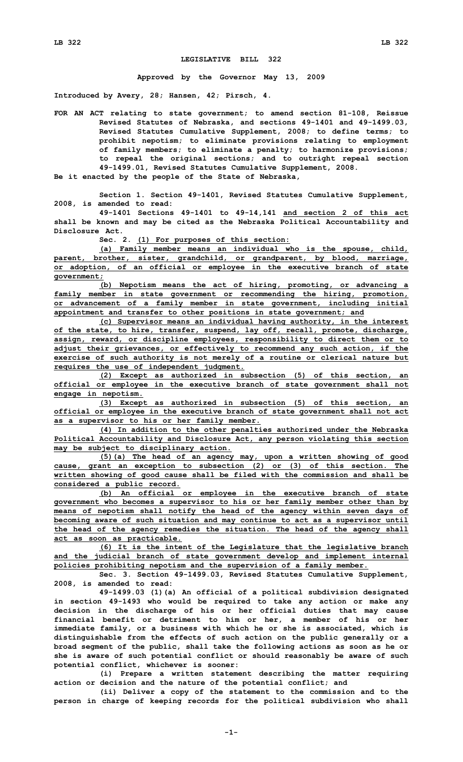**LEGISLATIVE BILL 322**

**Approved by the Governor May 13, 2009**

**Introduced by Avery, 28; Hansen, 42; Pirsch, 4.**

**FOR AN ACT relating to state government; to amend section 81-108, Reissue Revised Statutes of Nebraska, and sections 49-1401 and 49-1499.03, Revised Statutes Cumulative Supplement, 2008; to define terms; to prohibit nepotism; to eliminate provisions relating to employment of family members; to eliminate a penalty; to harmonize provisions; to repeal the original sections; and to outright repeal section 49-1499.01, Revised Statutes Cumulative Supplement, 2008.**

**Be it enacted by the people of the State of Nebraska,**

**Section 1. Section 49-1401, Revised Statutes Cumulative Supplement, 2008, is amended to read:**

**49-1401 Sections 49-1401 to 49-14,141 and section 2 of this act shall be known and may be cited as the Nebraska Political Accountability and Disclosure Act.**

**Sec. 2. (1) For purposes of this section:**

**(a) Family member means an individual who is the spouse, child, parent, brother, sister, grandchild, or grandparent, by blood, marriage, or adoption, of an official or employee in the executive branch of state government;**

**(b) Nepotism means the act of hiring, promoting, or advancing a family member in state government or recommending the hiring, promotion, or advancement of a family member in state government, including initial appointment and transfer to other positions in state government; and**

**(c) Supervisor means an individual having authority, in the interest of the state, to hire, transfer, suspend, lay off, recall, promote, discharge, assign, reward, or discipline employees, responsibility to direct them or to adjust their grievances, or effectively to recommend any such action, if the exercise of such authority is not merely of a routine or clerical nature but requires the use of independent judgment.**

**(2) Except as authorized in subsection (5) of this section, an official or employee in the executive branch of state government shall not engage in nepotism.**

**(3) Except as authorized in subsection (5) of this section, an official or employee in the executive branch of state government shall not act as a supervisor to his or her family member.**

**(4) In addition to the other penalties authorized under the Nebraska Political Accountability and Disclosure Act, any person violating this section may be subject to disciplinary action.**

**(5)(a) The head of an agency may, upon a written showing of good cause, grant an exception to subsection (2) or (3) of this section. The written showing of good cause shall be filed with the commission and shall be considered a public record.**

**(b) An official or employee in the executive branch of state government who becomes a supervisor to his or her family member other than by means of nepotism shall notify the head of the agency within seven days of becoming aware of such situation and may continue to act as a supervisor until the head of the agency remedies the situation. The head of the agency shall act as soon as practicable.**

**(6) It is the intent of the Legislature that the legislative branch and the judicial branch of state government develop and implement internal policies prohibiting nepotism and the supervision of a family member.**

**Sec. 3. Section 49-1499.03, Revised Statutes Cumulative Supplement, 2008, is amended to read:**

**49-1499.03 (1)(a) An official of a political subdivision designated in section 49-1493 who would be required to take any action or make any decision in the discharge of his or her official duties that may cause financial benefit or detriment to him or her, a member of his or her immediate family, or a business with which he or she is associated, which is distinguishable from the effects of such action on the public generally or a broad segment of the public, shall take the following actions as soon as he or she is aware of such potential conflict or should reasonably be aware of such potential conflict, whichever is sooner:**

**(i) Prepare a written statement describing the matter requiring action or decision and the nature of the potential conflict; and**

**(ii) Deliver a copy of the statement to the commission and to the person in charge of keeping records for the political subdivision who shall**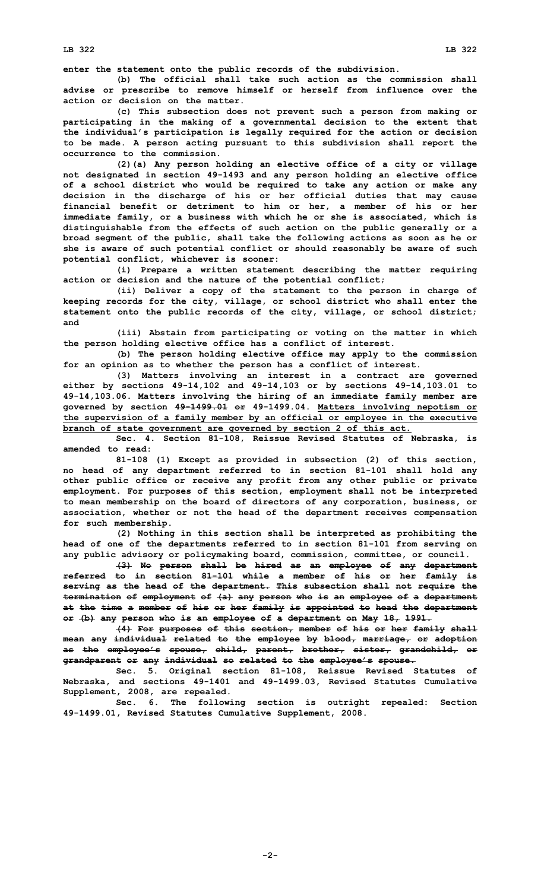enter the statement onto the public records of the subdivision.

(b) The official shall take such action as the commission shall advise or prescribe to remove himself or herself from influence over the action or decision on the matter.

(c) This subsection does not prevent such a person from making or participating in the making of a governmental decision to the extent that the individual's participation is legally required for the action or decision to be made. A person acting pursuant to this subdivision shall report the occurrence to the commission.

(2)(a) Any person holding an elective office of a city or village not designated in section 49-1493 and any person holding an elective office of a school district who would be required to take any action or make any decision in the discharge of his or her official duties that may cause financial benefit or detriment to him or her, a member of his or her immediate family, or a business with which he or she is associated, which is distinguishable from the effects of such action on the public generally or a broad segment of the public, shall take the following actions as soon as he or she is aware of such potential conflict or should reasonably be aware of such potential conflict, whichever is sooner:

(i) Prepare a written statement describing the matter requiring action or decision and the nature of the potential conflict;

(ii) Deliver a copy of the statement to the person in charge of keeping records for the city, village, or school district who shall enter the statement onto the public records of the city, village, or school district; and

(iii) Abstain from participating or voting on the matter in which the person holding elective office has a conflict of interest.

(b) The person holding elective office may apply to the commission for an opinion as to whether the person has a conflict of interest.

(3) Matters involving an interest in a contract are governed either by sections 49-14,102 and 49-14,103 or by sections 49-14,103.01 to 49-14,103.06. Matters involving the hiring of an immediate family member are governed by section ~~49-1499.01 or~~ 49-1499.04. <u>Matters involving nepotism or the supervision of a family member by an official or employee in the executive branch of state government are governed by section 2 of this act.</u>

Sec. 4. Section 81-108, Reissue Revised Statutes of Nebraska, is amended to read:

81-108 (1) Except as provided in subsection (2) of this section, no head of any department referred to in section 81-101 shall hold any other public office or receive any profit from any other public or private employment. For purposes of this section, employment shall not be interpreted to mean membership on the board of directors of any corporation, business, or association, whether or not the head of the department receives compensation for such membership.

(2) Nothing in this section shall be interpreted as prohibiting the head of one of the departments referred to in section 81-101 from serving on any public advisory or policymaking board, commission, committee, or council.

~~(3) No person shall be hired as an employee of any department referred to in section 81-101 while a member of his or her family is serving as the head of the department. This subsection shall not require the termination of employment of (a) any person who is an employee of a department at the time a member of his or her family is appointed to head the department or (b) any person who is an employee of a department on May 18, 1991.~~

~~(4) For purposes of this section, member of his or her family shall mean any individual related to the employee by blood, marriage, or adoption as the employee's spouse, child, parent, brother, sister, grandchild, or grandparent or any individual so related to the employee's spouse.~~

Sec. 5. Original section 81-108, Reissue Revised Statutes of Nebraska, and sections 49-1401 and 49-1499.03, Revised Statutes Cumulative Supplement, 2008, are repealed.

Sec. 6. The following section is outright repealed: Section 49-1499.01, Revised Statutes Cumulative Supplement, 2008.